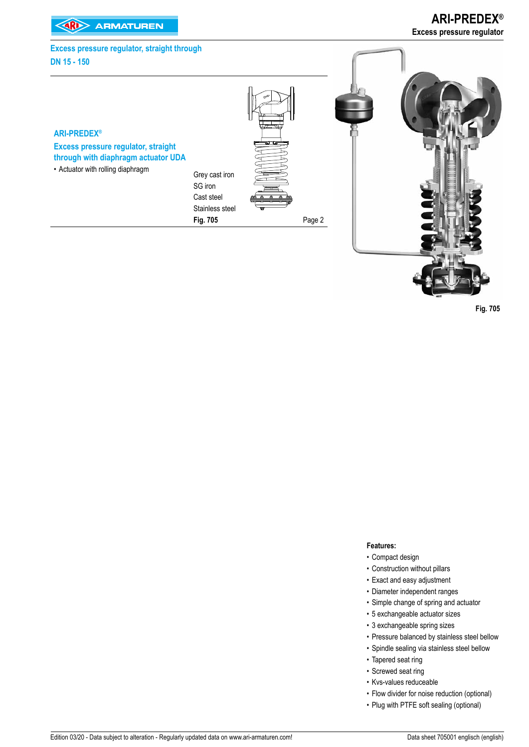## Excess pressure regulator, straight through
## DN 15 - 150

### ARI-PREDEX®
### Excess pressure regulator, straight through with diaphragm actuator UDA

- Actuator with rolling diaphragm

Grey cast iron
SG iron
Cast steel
Stainless steel
**Fig. 705** Page 2

Fig. 705

**Features:**

- Compact design
- Construction without pillars
- Exact and easy adjustment
- Diameter independent ranges
- Simple change of spring and actuator
- 5 exchangeable actuator sizes
- 3 exchangeable spring sizes
- Pressure balanced by stainless steel bellow
- Spindle sealing via stainless steel bellow
- Tapered seat ring
- Screwed seat ring
- Kvs-values reduceable
- Flow divider for noise reduction (optional)
- Plug with PTFE soft sealing (optional)

Edition 03/20 - Data subject to alteration - Regularly updated data on www.ari-armaturen.com! Data sheet 705001 englisch (english)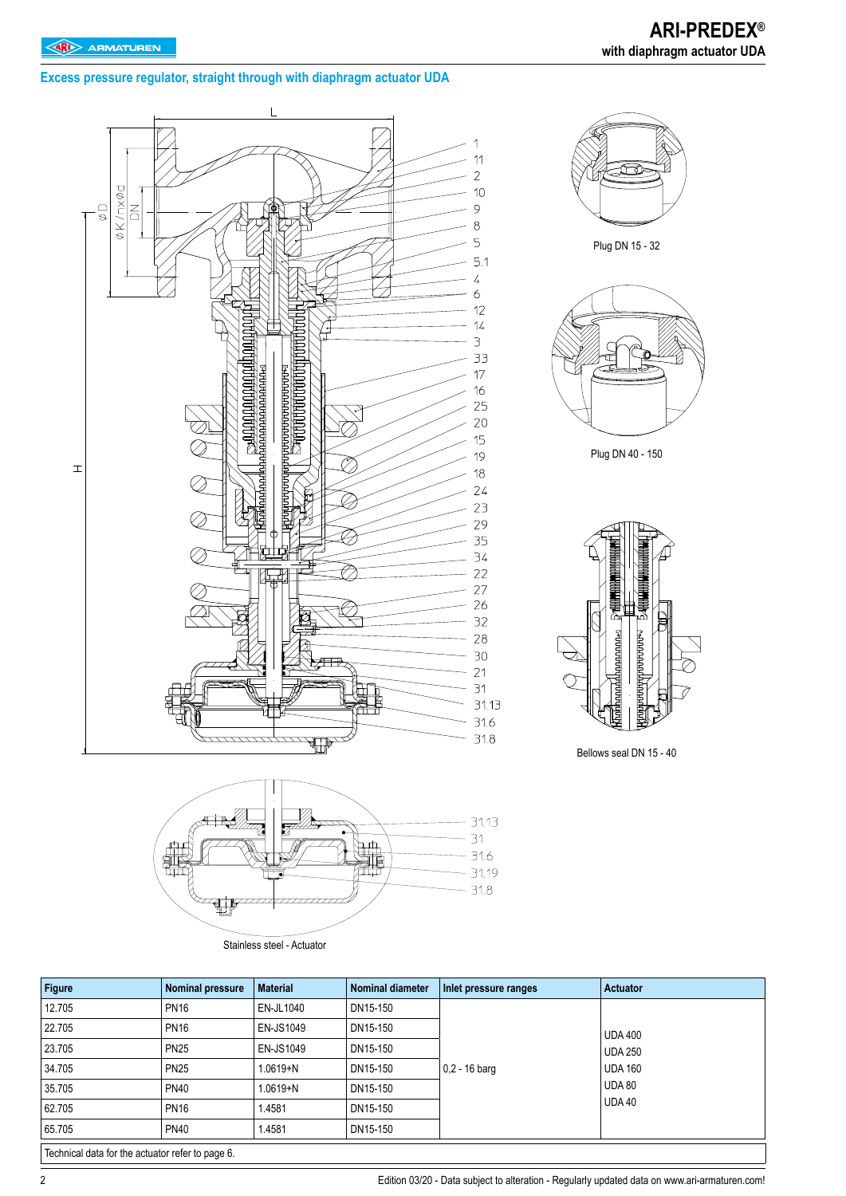## Excess pressure regulator, straight through with diaphragm actuator UDA

L

ø D  ø K / n x ø d  DN

H

1, 11, 2, 10, 9, 8, 5, 5.1, 4, 6, 12, 14, 3, 33, 17, 16, 25, 20, 15, 19, 18, 24, 23, 29, 35, 34, 22, 27, 26, 32, 28, 30, 21, 31, 31.13, 31.6, 31.8

Plug DN 15 - 32

Plug DN 40 - 150

Bellows seal DN 15 - 40

31.13, 31, 31.6, 31.19, 31.8

Stainless steel - Actuator

| Figure | Nominal pressure | Material | Nominal diameter | Inlet pressure ranges | Actuator |
|---|---|---|---|---|---|
| 12.705 | PN16 | EN-JL1040 | DN15-150 | 0,2 - 16 barg | UDA 400<br>UDA 250<br>UDA 160<br>UDA 80<br>UDA 40 |
| 22.705 | PN16 | EN-JS1049 | DN15-150 | | |
| 23.705 | PN25 | EN-JS1049 | DN15-150 | | |
| 34.705 | PN25 | 1.0619+N | DN15-150 | | |
| 35.705 | PN40 | 1.0619+N | DN15-150 | | |
| 62.705 | PN16 | 1.4581 | DN15-150 | | |
| 65.705 | PN40 | 1.4581 | DN15-150 | | |

Technical data for the actuator refer to page 6.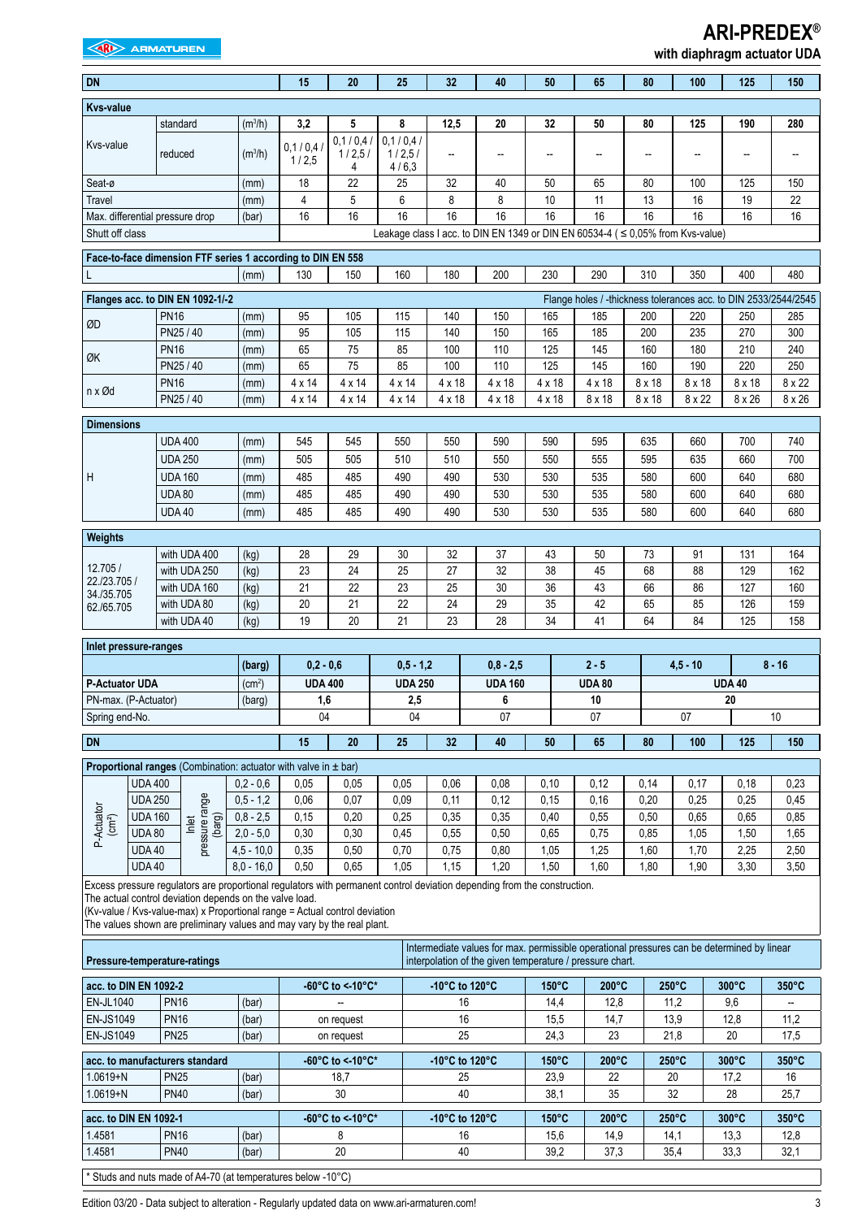# ARI-PREDEX®

**with diaphragm actuator UDA**

| DN | | | 15 | 20 | 25 | 32 | 40 | 50 | 65 | 80 | 100 | 125 | 150 |
|---|---|---|---|---|---|---|---|---|---|---|---|---|---|
| **Kvs-value** | | | | | | | | | | | | | |
| Kvs-value | standard | ($m^3$/h) | 3,2 | 5 | 8 | 12,5 | 20 | 32 | 50 | 80 | 125 | 190 | 280 |
| | reduced | ($m^3$/h) | 0,1 / 0,4 / 1 / 2,5 | 0,1 / 0,4 / 1 / 2,5 / 4 | 0,1 / 0,4 / 1 / 2,5 / 4 / 6,3 | -- | -- | -- | -- | -- | -- | -- | -- |
| Seat-ø | | (mm) | 18 | 22 | 25 | 32 | 40 | 50 | 65 | 80 | 100 | 125 | 150 |
| Travel | | (mm) | 4 | 5 | 6 | 8 | 8 | 10 | 11 | 13 | 16 | 19 | 22 |
| Max. differential pressure drop | | (bar) | 16 | 16 | 16 | 16 | 16 | 16 | 16 | 16 | 16 | 16 | 16 |
| Shutt off class | | | Leakage class I acc. to DIN EN 1349 or DIN EN 60534-4 ( ≤ 0,05% from Kvs-value) | | | | | | | | | | |

| **Face-to-face dimension FTF series 1 according to DIN EN 558** | | | | | | | | | | | | | |
|---|---|---|---|---|---|---|---|---|---|---|---|---|---|
| L | | (mm) | 130 | 150 | 160 | 180 | 200 | 230 | 290 | 310 | 350 | 400 | 480 |

| **Flanges acc. to DIN EN 1092-1/-2** | | | Flange holes / -thickness tolerances acc. to DIN 2533/2544/2545 | | | | | | | | | | |
|---|---|---|---|---|---|---|---|---|---|---|---|---|---|
| ØD | PN16 | (mm) | 95 | 105 | 115 | 140 | 150 | 165 | 185 | 200 | 220 | 250 | 285 |
| | PN25 / 40 | (mm) | 95 | 105 | 115 | 140 | 150 | 165 | 185 | 200 | 235 | 270 | 300 |
| ØK | PN16 | (mm) | 65 | 75 | 85 | 100 | 110 | 125 | 145 | 160 | 180 | 210 | 240 |
| | PN25 / 40 | (mm) | 65 | 75 | 85 | 100 | 110 | 125 | 145 | 160 | 190 | 220 | 250 |
| n x Ød | PN16 | (mm) | 4 x 14 | 4 x 14 | 4 x 14 | 4 x 18 | 4 x 18 | 4 x 18 | 4 x 18 | 8 x 18 | 8 x 18 | 8 x 18 | 8 x 22 |
| | PN25 / 40 | (mm) | 4 x 14 | 4 x 14 | 4 x 14 | 4 x 18 | 4 x 18 | 4 x 18 | 8 x 18 | 8 x 18 | 8 x 22 | 8 x 26 | 8 x 26 |

| **Dimensions** | | | | | | | | | | | | | |
|---|---|---|---|---|---|---|---|---|---|---|---|---|---|
| H | UDA 400 | (mm) | 545 | 545 | 550 | 550 | 590 | 590 | 595 | 635 | 660 | 700 | 740 |
| | UDA 250 | (mm) | 505 | 505 | 510 | 510 | 550 | 550 | 555 | 595 | 635 | 660 | 700 |
| | UDA 160 | (mm) | 485 | 485 | 490 | 490 | 530 | 530 | 535 | 580 | 600 | 640 | 680 |
| | UDA 80 | (mm) | 485 | 485 | 490 | 490 | 530 | 530 | 535 | 580 | 600 | 640 | 680 |
| | UDA 40 | (mm) | 485 | 485 | 490 | 490 | 530 | 530 | 535 | 580 | 600 | 640 | 680 |

| **Weights** | | | | | | | | | | | | | |
|---|---|---|---|---|---|---|---|---|---|---|---|---|---|
| 12.705 / 22./23.705 / 34./35.705 62./65.705 | with UDA 400 | (kg) | 28 | 29 | 30 | 32 | 37 | 43 | 50 | 73 | 91 | 131 | 164 |
| | with UDA 250 | (kg) | 23 | 24 | 25 | 27 | 32 | 38 | 45 | 68 | 88 | 129 | 162 |
| | with UDA 160 | (kg) | 21 | 22 | 23 | 25 | 30 | 36 | 43 | 66 | 86 | 127 | 160 |
| | with UDA 80 | (kg) | 20 | 21 | 22 | 24 | 29 | 35 | 42 | 65 | 85 | 126 | 159 |
| | with UDA 40 | (kg) | 19 | 20 | 21 | 23 | 28 | 34 | 41 | 64 | 84 | 125 | 158 |

| **Inlet pressure-ranges** | (barg) | 0,2 - 0,6 | 0,5 - 1,2 | 0,8 - 2,5 | 2 - 5 | 4,5 - 10 | 8 - 16 |
|---|---|---|---|---|---|---|---|
| **P-Actuator UDA** | ($cm^2$) | **UDA 400** | **UDA 250** | **UDA 160** | **UDA 80** | **UDA 40** | |
| PN-max. (P-Actuator) | (barg) | 1,6 | 2,5 | 6 | 10 | 20 | |
| Spring end-No. | | 04 | 04 | 07 | 07 | 07 | 10 |

| DN | | | 15 | 20 | 25 | 32 | 40 | 50 | 65 | 80 | 100 | 125 | 150 |
|---|---|---|---|---|---|---|---|---|---|---|---|---|---|
| **Proportional ranges** (Combination: actuator with valve in ± bar) | | | | | | | | | | | | | |
| P-Actuator ($cm^2$) | UDA 400 | Inlet pressure range (barg) 0,2 - 0,6 | 0,05 | 0,05 | 0,05 | 0,06 | 0,08 | 0,10 | 0,12 | 0,14 | 0,17 | 0,18 | 0,23 |
| | UDA 250 | 0,5 - 1,2 | 0,06 | 0,07 | 0,09 | 0,11 | 0,12 | 0,15 | 0,16 | 0,20 | 0,25 | 0,25 | 0,45 |
| | UDA 160 | 0,8 - 2,5 | 0,15 | 0,20 | 0,25 | 0,35 | 0,35 | 0,40 | 0,55 | 0,50 | 0,65 | 0,65 | 0,85 |
| | UDA 80 | 2,0 - 5,0 | 0,30 | 0,30 | 0,45 | 0,55 | 0,50 | 0,65 | 0,75 | 0,85 | 1,05 | 1,50 | 1,65 |
| | UDA 40 | 4,5 - 10,0 | 0,35 | 0,50 | 0,70 | 0,75 | 0,80 | 1,05 | 1,25 | 1,60 | 1,70 | 2,25 | 2,50 |
| | UDA 40 | 8,0 - 16,0 | 0,50 | 0,65 | 1,05 | 1,15 | 1,20 | 1,50 | 1,60 | 1,80 | 1,90 | 3,30 | 3,50 |

Excess pressure regulators are proportional regulators with permanent control deviation depending from the construction.
The actual control deviation depends on the valve load.
(Kv-value / Kvs-value-max) x Proportional range = Actual control deviation
The values shown are preliminary values and may vary by the real plant.

**Pressure-temperature-ratings**

Intermediate values for max. permissible operational pressures can be determined by linear interpolation of the given temperature / pressure chart.

| **acc. to DIN EN 1092-2** | | | -60°C to <-10°C* | -10°C to 120°C | 150°C | 200°C | 250°C | 300°C | 350°C |
|---|---|---|---|---|---|---|---|---|---|
| EN-JL1040 | PN16 | (bar) | -- | 16 | 14,4 | 12,8 | 11,2 | 9,6 | -- |
| EN-JS1049 | PN16 | (bar) | on request | 16 | 15,5 | 14,7 | 13,9 | 12,8 | 11,2 |
| EN-JS1049 | PN25 | (bar) | on request | 25 | 24,3 | 23 | 21,8 | 20 | 17,5 |
| **acc. to manufacturers standard** | | | **-60°C to <-10°C*** | **-10°C to 120°C** | **150°C** | **200°C** | **250°C** | **300°C** | **350°C** |
| 1.0619+N | PN25 | (bar) | 18,7 | 25 | 23,9 | 22 | 20 | 17,2 | 16 |
| 1.0619+N | PN40 | (bar) | 30 | 40 | 38,1 | 35 | 32 | 28 | 25,7 |
| **acc. to DIN EN 1092-1** | | | **-60°C to <-10°C*** | **-10°C to 120°C** | **150°C** | **200°C** | **250°C** | **300°C** | **350°C** |
| 1.4581 | PN16 | (bar) | 8 | 16 | 15,6 | 14,9 | 14,1 | 13,3 | 12,8 |
| 1.4581 | PN40 | (bar) | 20 | 40 | 39,2 | 37,3 | 35,4 | 33,3 | 32,1 |

* Studs and nuts made of A4-70 (at temperatures below -10°C)

Edition 03/20 - Data subject to alteration - Regularly updated data on www.ari-armaturen.com!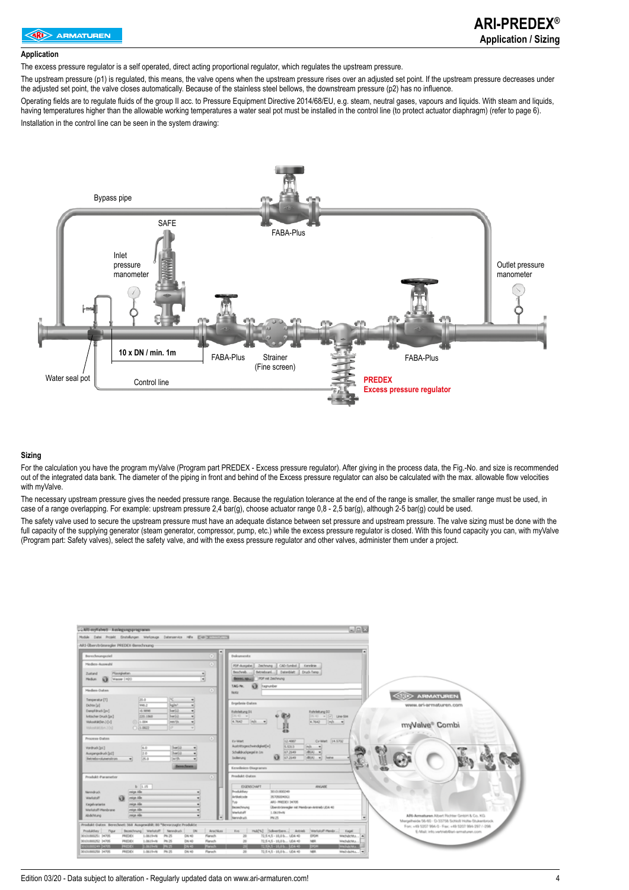## Application

The excess pressure regulator is a self operated, direct acting proportional regulator, which regulates the upstream pressure.

The upstream pressure (p1) is regulated, this means, the valve opens when the upstream pressure rises over an adjusted set point. If the upstream pressure decreases under the adjusted set point, the valve closes automatically. Because of the stainless steel bellows, the downstream pressure (p2) has no influence.

Operating fields are to regulate fluids of the group II acc. to Pressure Equipment Directive 2014/68/EU, e.g. steam, neutral gases, vapours and liquids. With steam and liquids, having temperatures higher than the allowable working temperatures a water seal pot must be installed in the control line (to protect actuator diaphragm) (refer to page 6).

Installation in the control line can be seen in the system drawing:

Bypass pipe

SAFE

FABA-Plus

Inlet pressure manometer

Outlet pressure manometer

10 x DN / min. 1m

FABA-Plus

Strainer (Fine screen)

FABA-Plus

Water seal pot

Control line

**PREDEX**
**Excess pressure regulator**

## Sizing

For the calculation you have the program myValve (Program part PREDEX - Excess pressure regulator). After giving in the process data, the Fig.-No. and size is recommended out of the integrated data bank. The diameter of the piping in front and behind of the Excess pressure regulator can also be calculated with the max. allowable flow velocities with myValve.

The necessary upstream pressure gives the needed pressure range. Because the regulation tolerance at the end of the range is smaller, the smaller range must be used, in case of a range overlapping. For example: upstream pressure 2,4 bar(g), choose actuator range 0,8 - 2,5 bar(g), although 2-5 bar(g) could be used.

The safety valve used to secure the upstream pressure must have an adequate distance between set pressure and upstream pressure. The valve sizing must be done with the full capacity of the supplying generator (steam generator, compressor, pump, etc.) while the excess pressure regulator is closed. With this found capacity you can, with myValve (Program part: Safety valves), select the safety valve, and with the exess pressure regulator and other valves, administer them under a project.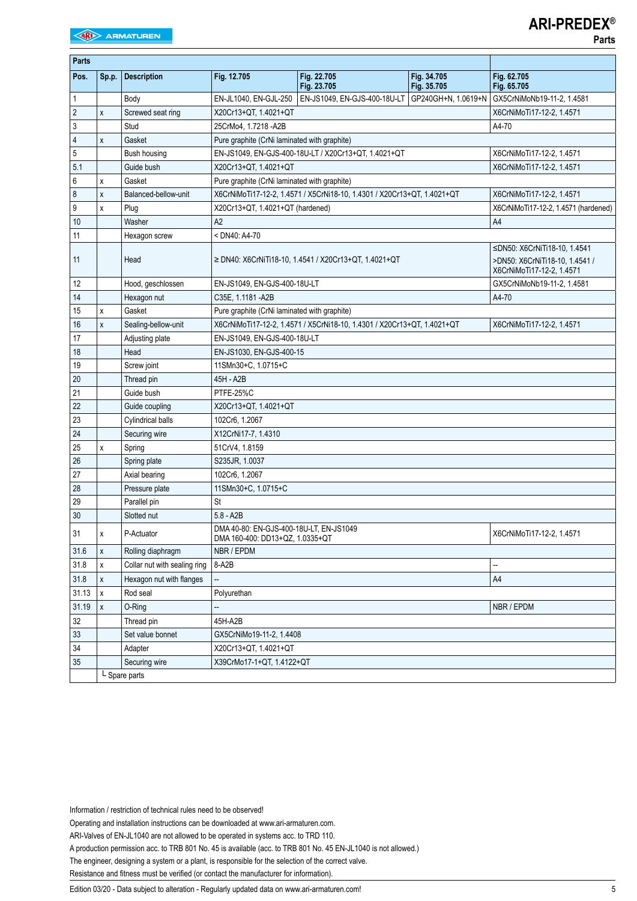## Parts

| Pos. | Sp.p. | Description | Fig. 12.705 | Fig. 22.705<br>Fig. 23.705 | Fig. 34.705<br>Fig. 35.705 | Fig. 62.705<br>Fig. 65.705 |
|---|---|---|---|---|---|---|
| 1 | | Body | EN-JL1040, EN-GJL-250 | EN-JS1049, EN-GJS-400-18U-LT | GP240GH+N, 1.0619+N | GX5CrNiMoNb19-11-2, 1.4581 |
| 2 | x | Screwed seat ring | X20Cr13+QT, 1.4021+QT | | | X6CrNiMoTi17-12-2, 1.4571 |
| 3 | | Stud | 25CrMo4, 1.7218 -A2B | | | A4-70 |
| 4 | x | Gasket | Pure graphite (CrNi laminated with graphite) | | | |
| 5 | | Bush housing | EN-JS1049, EN-GJS-400-18U-LT / X20Cr13+QT, 1.4021+QT | | | X6CrNiMoTi17-12-2, 1.4571 |
| 5.1 | | Guide bush | X20Cr13+QT, 1.4021+QT | | | X6CrNiMoTi17-12-2, 1.4571 |
| 6 | x | Gasket | Pure graphite (CrNi laminated with graphite) | | | |
| 8 | x | Balanced-bellow-unit | X6CrNiMoTi17-12-2, 1.4571 / X5CrNi18-10, 1.4301 / X20Cr13+QT, 1.4021+QT | | | X6CrNiMoTi17-12-2, 1.4571 |
| 9 | x | Plug | X20Cr13+QT, 1.4021+QT (hardened) | | | X6CrNiMoTi17-12-2, 1.4571 (hardened) |
| 10 | | Washer | A2 | | | A4 |
| 11 | | Hexagon screw | < DN40: A4-70 | | | |
| 11 | | Head | ≥ DN40: X6CrNiTi18-10, 1.4541 / X20Cr13+QT, 1.4021+QT | | | ≤DN50: X6CrNiTi18-10, 1.4541<br>>DN50: X6CrNiTi18-10, 1.4541 / X6CrNiMoTi17-12-2, 1.4571 |
| 12 | | Hood, geschlossen | EN-JS1049, EN-GJS-400-18U-LT | | | GX5CrNiMoNb19-11-2, 1.4581 |
| 14 | | Hexagon nut | C35E, 1.1181 -A2B | | | A4-70 |
| 15 | x | Gasket | Pure graphite (CrNi laminated with graphite) | | | |
| 16 | x | Sealing-bellow-unit | X6CrNiMoTi17-12-2, 1.4571 / X5CrNi18-10, 1.4301 / X20Cr13+QT, 1.4021+QT | | | X6CrNiMoTi17-12-2, 1.4571 |
| 17 | | Adjusting plate | EN-JS1049, EN-GJS-400-18U-LT | | | |
| 18 | | Head | EN-JS1030, EN-GJS-400-15 | | | |
| 19 | | Screw joint | 11SMn30+C, 1.0715+C | | | |
| 20 | | Thread pin | 45H - A2B | | | |
| 21 | | Guide bush | PTFE-25%C | | | |
| 22 | | Guide coupling | X20Cr13+QT, 1.4021+QT | | | |
| 23 | | Cylindrical balls | 102Cr6, 1.2067 | | | |
| 24 | | Securing wire | X12CrNi17-7, 1.4310 | | | |
| 25 | x | Spring | 51CrV4, 1.8159 | | | |
| 26 | | Spring plate | S235JR, 1.0037 | | | |
| 27 | | Axial bearing | 102Cr6, 1.2067 | | | |
| 28 | | Pressure plate | 11SMn30+C, 1.0715+C | | | |
| 29 | | Parallel pin | St | | | |
| 30 | | Slotted nut | 5.8 - A2B | | | |
| 31 | x | P-Actuator | DMA 40-80: EN-GJS-400-18U-LT, EN-JS1049<br>DMA 160-400: DD13+QZ, 1.0335+QT | | | X6CrNiMoTi17-12-2, 1.4571 |
| 31.6 | x | Rolling diaphragm | NBR / EPDM | | | |
| 31.8 | x | Collar nut with sealing ring | 8-A2B | | | -- |
| 31.8 | x | Hexagon nut with flanges | -- | | | A4 |
| 31.13 | x | Rod seal | Polyurethan | | | |
| 31.19 | x | O-Ring | -- | | | NBR / EPDM |
| 32 | | Thread pin | 45H-A2B | | | |
| 33 | | Set value bonnet | GX5CrNiMo19-11-2, 1.4408 | | | |
| 34 | | Adapter | X20Cr13+QT, 1.4021+QT | | | |
| 35 | | Securing wire | X39CrMo17-1+QT, 1.4122+QT | | | |
| | └ Spare parts | | | | | |

Information / restriction of technical rules need to be observed!

Operating and installation instructions can be downloaded at www.ari-armaturen.com.

ARI-Valves of EN-JL1040 are not allowed to be operated in systems acc. to TRD 110.

A production permission acc. to TRB 801 No. 45 is available (acc. to TRB 801 No. 45 EN-JL1040 is not allowed.)

The engineer, designing a system or a plant, is responsible for the selection of the correct valve.

Resistance and fitness must be verified (or contact the manufacturer for information).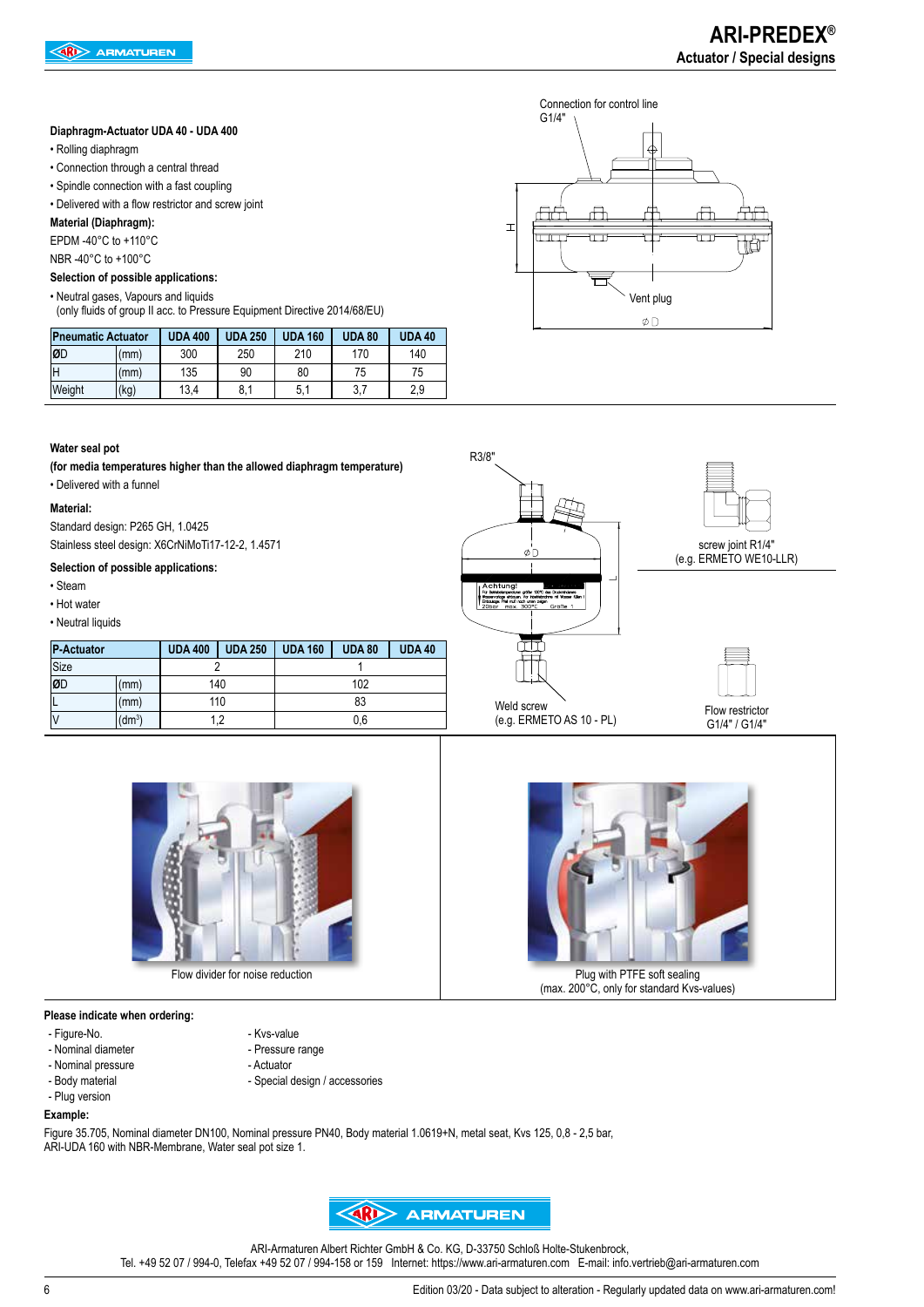### Diaphragm-Actuator UDA 40 - UDA 400

- Rolling diaphragm
- Connection through a central thread
- Spindle connection with a fast coupling
- Delivered with a flow restrictor and screw joint

**Material (Diaphragm):**

EPDM -40°C to +110°C

NBR -40°C to +100°C

**Selection of possible applications:**

- Neutral gases, Vapours and liquids
  (only fluids of group II acc. to Pressure Equipment Directive 2014/68/EU)

| Pneumatic Actuator | | UDA 400 | UDA 250 | UDA 160 | UDA 80 | UDA 40 |
|---|---|---|---|---|---|---|
| ØD | (mm) | 300 | 250 | 210 | 170 | 140 |
| H | (mm) | 135 | 90 | 80 | 75 | 75 |
| Weight | (kg) | 13,4 | 8,1 | 5,1 | 3,7 | 2,9 |

Connection for control line G1/4"

H

Vent plug

ØD

### Water seal pot

**(for media temperatures higher than the allowed diaphragm temperature)**

- Delivered with a funnel

**Material:**

Standard design: P265 GH, 1.0425

Stainless steel design: X6CrNiMoTi17-12-2, 1.4571

**Selection of possible applications:**

- Steam
- Hot water
- Neutral liquids

| P-Actuator | | UDA 400 | UDA 250 | UDA 160 | UDA 80 | UDA 40 |
|---|---|---|---|---|---|---|
| Size | | 2 | | 1 | | |
| ØD | (mm) | 140 | | 102 | | |
| L | (mm) | 110 | | 83 | | |
| V | (dm³) | 1,2 | | 0,6 | | |

R3/8"

ØD

L

screw joint R1/4"
(e.g. ERMETO WE10-LLR)

Weld screw
(e.g. ERMETO AS 10 - PL)

Flow restrictor
G1/4" / G1/4"

Flow divider for noise reduction

Plug with PTFE soft sealing
(max. 200°C, only for standard Kvs-values)

**Please indicate when ordering:**

- Figure-No.
- Nominal diameter
- Nominal pressure
- Body material
- Plug version
- Kvs-value
- Pressure range
- Actuator
- Special design / accessories

**Example:**

Figure 35.705, Nominal diameter DN100, Nominal pressure PN40, Body material 1.0619+N, metal seat, Kvs 125, 0,8 - 2,5 bar, ARI-UDA 160 with NBR-Membrane, Water seal pot size 1.

ARI-Armaturen Albert Richter GmbH & Co. KG, D-33750 Schloß Holte-Stukenbrock,
Tel. +49 52 07 / 994-0, Telefax +49 52 07 / 994-158 or 159  Internet: https://www.ari-armaturen.com  E-mail: info.vertrieb@ari-armaturen.com

Edition 03/20 - Data subject to alteration - Regularly updated data on www.ari-armaturen.com!